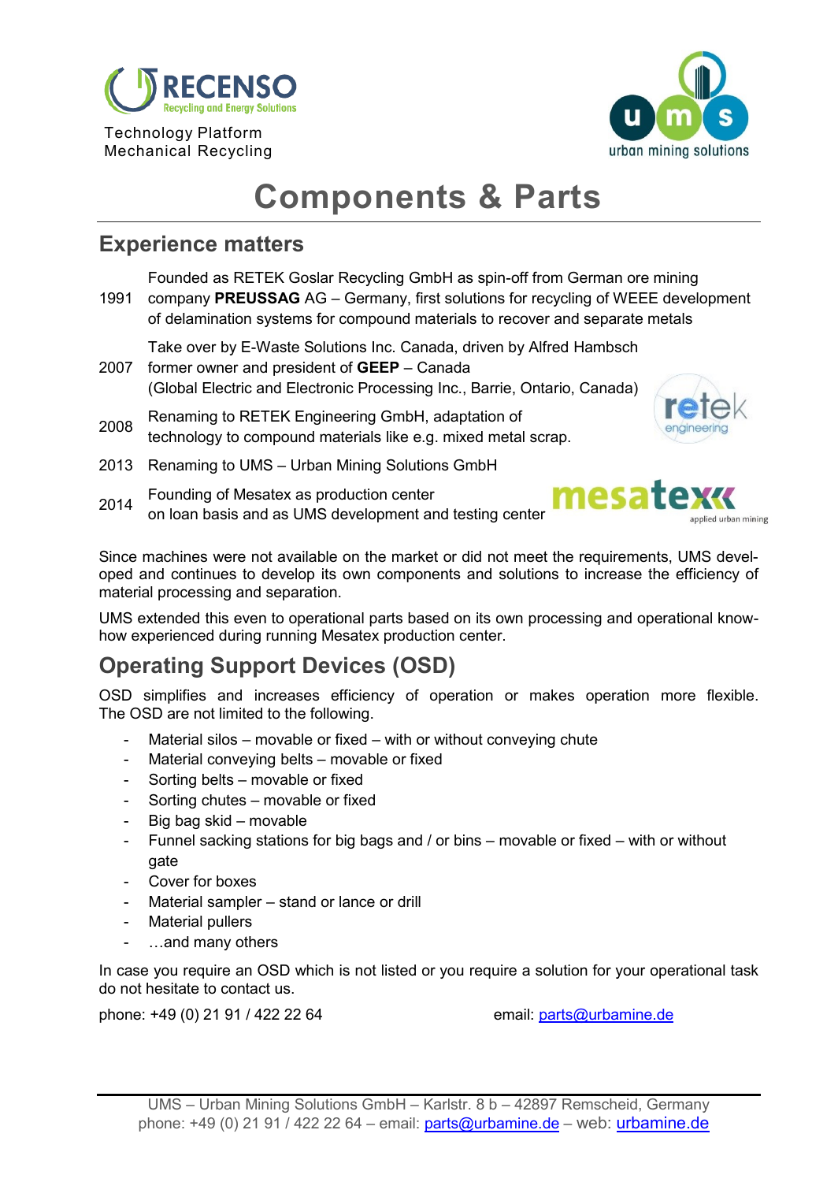RECENSO
Recycling and Energy Solutions

Technology Platform
Mechanical Recycling

urban mining solutions

# Components & Parts

## Experience matters

| | |
|---|---|
| 1991 | Founded as RETEK Goslar Recycling GmbH as spin-off from German ore mining company **PREUSSAG** AG – Germany, first solutions for recycling of WEEE development of delamination systems for compound materials to recover and separate metals |
| 2007 | Take over by E-Waste Solutions Inc. Canada, driven by Alfred Hambsch former owner and president of **GEEP** – Canada (Global Electric and Electronic Processing Inc., Barrie, Ontario, Canada) |
| 2008 | Renaming to RETEK Engineering GmbH, adaptation of technology to compound materials like e.g. mixed metal scrap. |
| 2013 | Renaming to UMS – Urban Mining Solutions GmbH |
| 2014 | Founding of Mesatex as production center on loan basis and as UMS development and testing center |

Since machines were not available on the market or did not meet the requirements, UMS developed and continues to develop its own components and solutions to increase the efficiency of material processing and separation.

UMS extended this even to operational parts based on its own processing and operational know-how experienced during running Mesatex production center.

## Operating Support Devices (OSD)

OSD simplifies and increases efficiency of operation or makes operation more flexible. The OSD are not limited to the following.

- Material silos – movable or fixed – with or without conveying chute
- Material conveying belts – movable or fixed
- Sorting belts – movable or fixed
- Sorting chutes – movable or fixed
- Big bag skid – movable
- Funnel sacking stations for big bags and / or bins – movable or fixed – with or without gate
- Cover for boxes
- Material sampler – stand or lance or drill
- Material pullers
- …and many others

In case you require an OSD which is not listed or you require a solution for your operational task do not hesitate to contact us.

phone: +49 (0) 21 91 / 422 22 64 email: parts@urbamine.de

UMS – Urban Mining Solutions GmbH – Karlstr. 8 b – 42897 Remscheid, Germany
phone: +49 (0) 21 91 / 422 22 64 – email: parts@urbamine.de – web: urbamine.de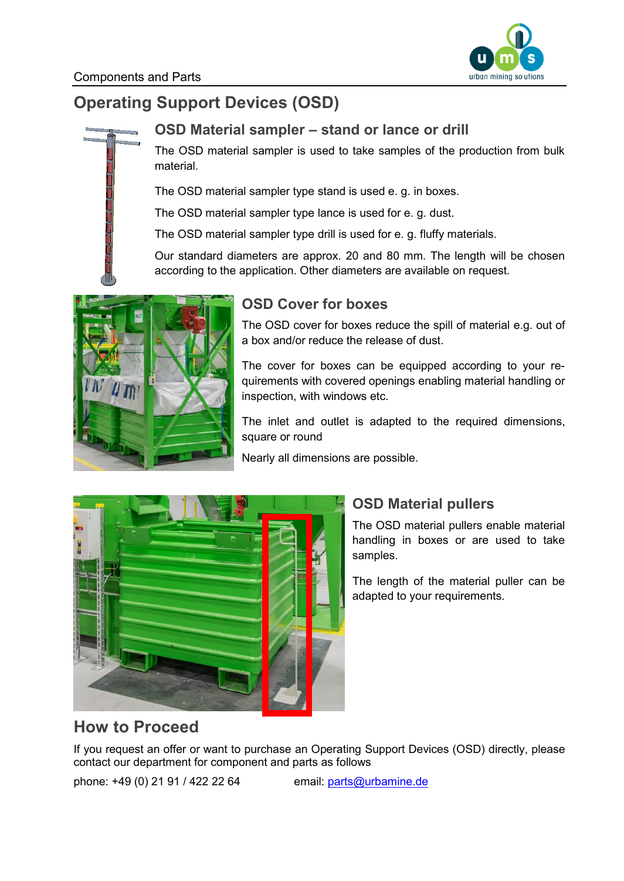# Operating Support Devices (OSD)

## OSD Material sampler – stand or lance or drill

The OSD material sampler is used to take samples of the production from bulk material.

The OSD material sampler type stand is used e. g. in boxes.

The OSD material sampler type lance is used for e. g. dust.

The OSD material sampler type drill is used for e. g. fluffy materials.

Our standard diameters are approx. 20 and 80 mm. The length will be chosen according to the application. Other diameters are available on request.

## OSD Cover for boxes

The OSD cover for boxes reduce the spill of material e.g. out of a box and/or reduce the release of dust.

The cover for boxes can be equipped according to your requirements with covered openings enabling material handling or inspection, with windows etc.

The inlet and outlet is adapted to the required dimensions, square or round

Nearly all dimensions are possible.

## OSD Material pullers

The OSD material pullers enable material handling in boxes or are used to take samples.

The length of the material puller can be adapted to your requirements.

# How to Proceed

If you request an offer or want to purchase an Operating Support Devices (OSD) directly, please contact our department for component and parts as follows

phone: +49 (0) 21 91 / 422 22 64 email: parts@urbamine.de